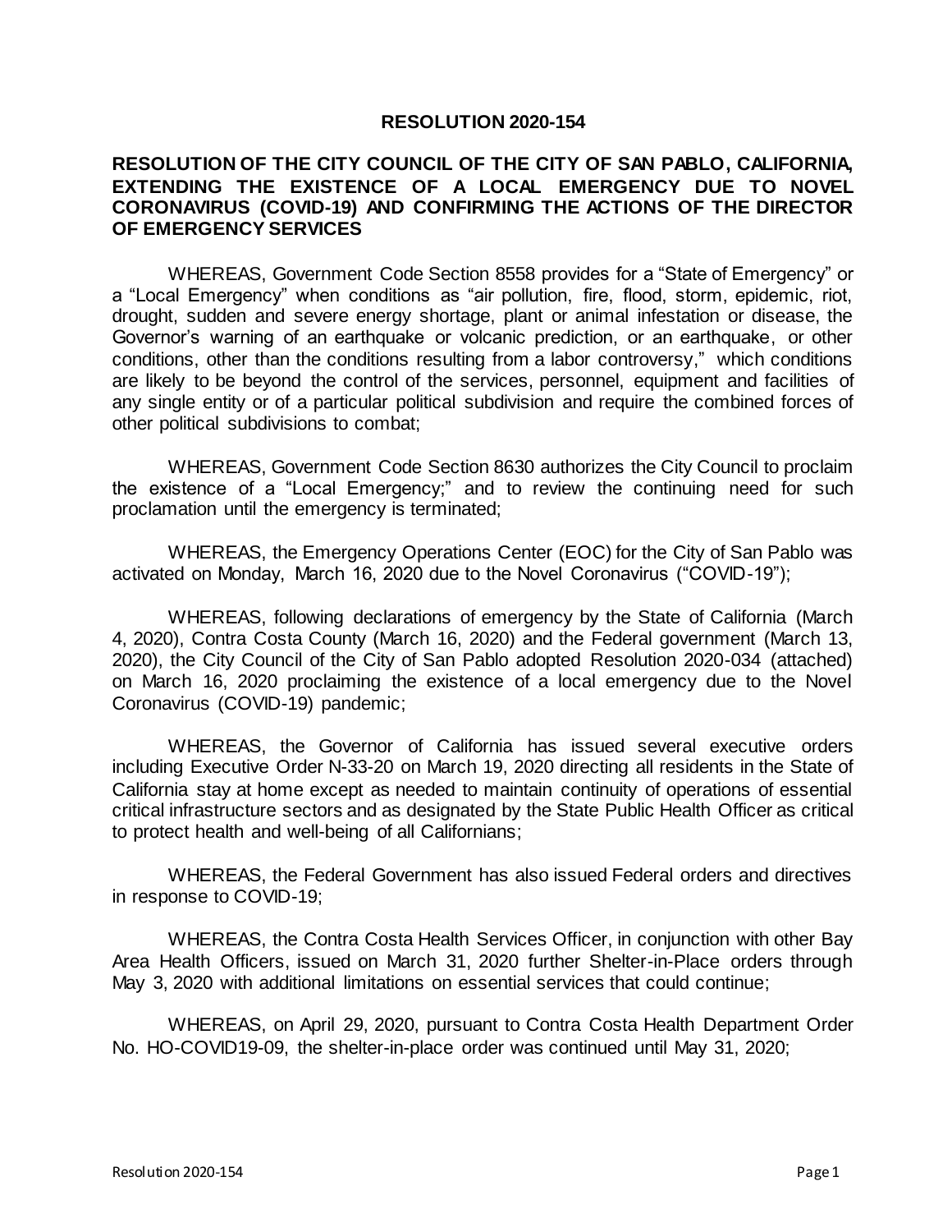# RESOLUTION 2020-154

## RESOLUTION OF THE CITY COUNCIL OF THE CITY OF SAN PABLO, CALIFORNIA, EXTENDING THE EXISTENCE OF A LOCAL EMERGENCY DUE TO NOVEL CORONAVIRUS (COVID-19) AND CONFIRMING THE ACTIONS OF THE DIRECTOR OF EMERGENCY SERVICES

WHEREAS, Government Code Section 8558 provides for a "State of Emergency" or a "Local Emergency" when conditions as "air pollution, fire, flood, storm, epidemic, riot, drought, sudden and severe energy shortage, plant or animal infestation or disease, the Governor's warning of an earthquake or volcanic prediction, or an earthquake, or other conditions, other than the conditions resulting from a labor controversy," which conditions are likely to be beyond the control of the services, personnel, equipment and facilities of any single entity or of a particular political subdivision and require the combined forces of other political subdivisions to combat;

WHEREAS, Government Code Section 8630 authorizes the City Council to proclaim the existence of a "Local Emergency;" and to review the continuing need for such proclamation until the emergency is terminated;

WHEREAS, the Emergency Operations Center (EOC) for the City of San Pablo was activated on Monday, March 16, 2020 due to the Novel Coronavirus ("COVID-19");

WHEREAS, following declarations of emergency by the State of California (March 4, 2020), Contra Costa County (March 16, 2020) and the Federal government (March 13, 2020), the City Council of the City of San Pablo adopted Resolution 2020-034 (attached) on March 16, 2020 proclaiming the existence of a local emergency due to the Novel Coronavirus (COVID-19) pandemic;

WHEREAS, the Governor of California has issued several executive orders including Executive Order N-33-20 on March 19, 2020 directing all residents in the State of California stay at home except as needed to maintain continuity of operations of essential critical infrastructure sectors and as designated by the State Public Health Officer as critical to protect health and well-being of all Californians;

WHEREAS, the Federal Government has also issued Federal orders and directives in response to COVID-19;

WHEREAS, the Contra Costa Health Services Officer, in conjunction with other Bay Area Health Officers, issued on March 31, 2020 further Shelter-in-Place orders through May 3, 2020 with additional limitations on essential services that could continue;

WHEREAS, on April 29, 2020, pursuant to Contra Costa Health Department Order No. HO-COVID19-09, the shelter-in-place order was continued until May 31, 2020;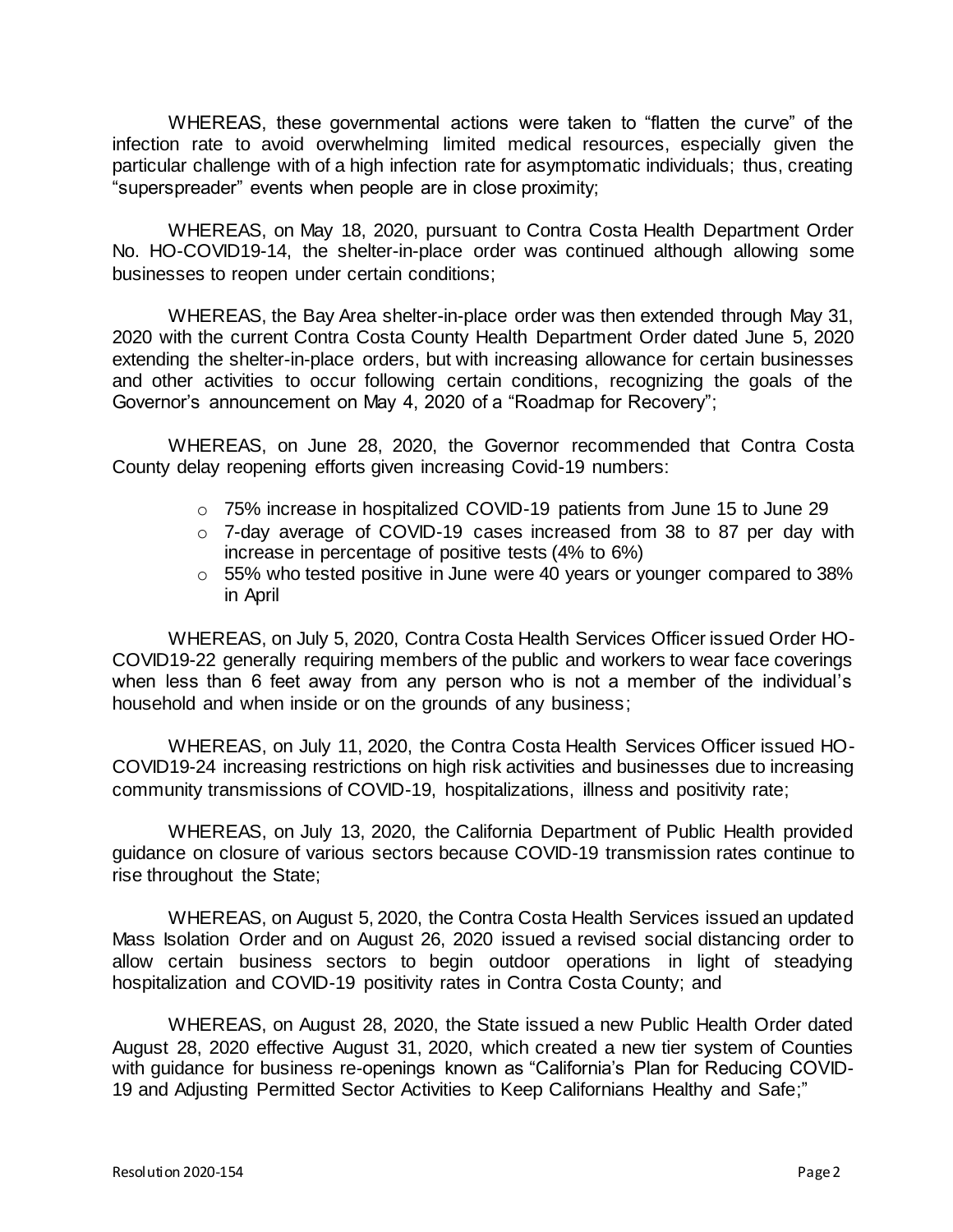WHEREAS, these governmental actions were taken to "flatten the curve" of the infection rate to avoid overwhelming limited medical resources, especially given the particular challenge with of a high infection rate for asymptomatic individuals; thus, creating "superspreader" events when people are in close proximity;

WHEREAS, on May 18, 2020, pursuant to Contra Costa Health Department Order No. HO-COVID19-14, the shelter-in-place order was continued although allowing some businesses to reopen under certain conditions;

WHEREAS, the Bay Area shelter-in-place order was then extended through May 31, 2020 with the current Contra Costa County Health Department Order dated June 5, 2020 extending the shelter-in-place orders, but with increasing allowance for certain businesses and other activities to occur following certain conditions, recognizing the goals of the Governor's announcement on May 4, 2020 of a "Roadmap for Recovery";

WHEREAS, on June 28, 2020, the Governor recommended that Contra Costa County delay reopening efforts given increasing Covid-19 numbers:

- 75% increase in hospitalized COVID-19 patients from June 15 to June 29
- 7-day average of COVID-19 cases increased from 38 to 87 per day with increase in percentage of positive tests (4% to 6%)
- 55% who tested positive in June were 40 years or younger compared to 38% in April

WHEREAS, on July 5, 2020, Contra Costa Health Services Officer issued Order HO-COVID19-22 generally requiring members of the public and workers to wear face coverings when less than 6 feet away from any person who is not a member of the individual's household and when inside or on the grounds of any business;

WHEREAS, on July 11, 2020, the Contra Costa Health Services Officer issued HO-COVID19-24 increasing restrictions on high risk activities and businesses due to increasing community transmissions of COVID-19, hospitalizations, illness and positivity rate;

WHEREAS, on July 13, 2020, the California Department of Public Health provided guidance on closure of various sectors because COVID-19 transmission rates continue to rise throughout the State;

WHEREAS, on August 5, 2020, the Contra Costa Health Services issued an updated Mass Isolation Order and on August 26, 2020 issued a revised social distancing order to allow certain business sectors to begin outdoor operations in light of steadying hospitalization and COVID-19 positivity rates in Contra Costa County; and

WHEREAS, on August 28, 2020, the State issued a new Public Health Order dated August 28, 2020 effective August 31, 2020, which created a new tier system of Counties with guidance for business re-openings known as "California's Plan for Reducing COVID-19 and Adjusting Permitted Sector Activities to Keep Californians Healthy and Safe;"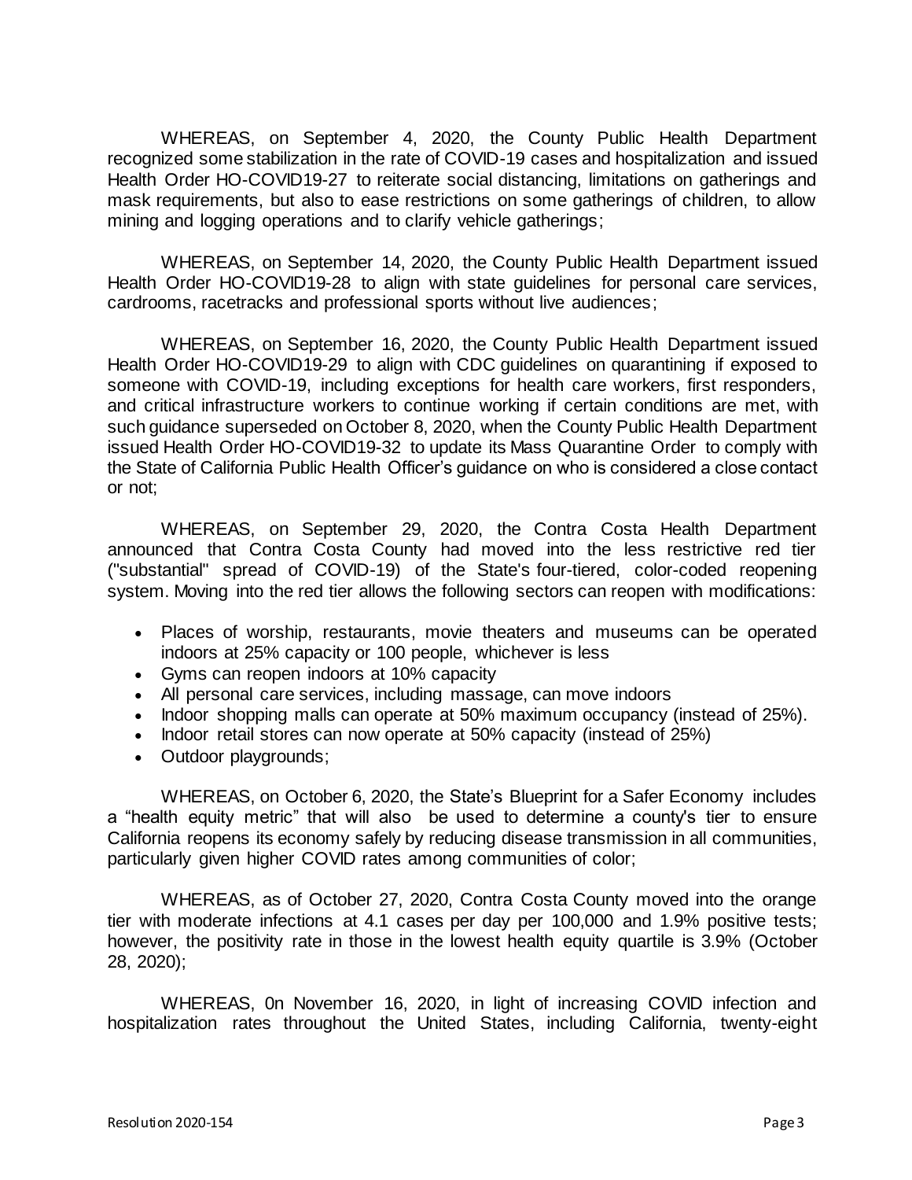WHEREAS, on September 4, 2020, the County Public Health Department recognized some stabilization in the rate of COVID-19 cases and hospitalization and issued Health Order HO-COVID19-27 to reiterate social distancing, limitations on gatherings and mask requirements, but also to ease restrictions on some gatherings of children, to allow mining and logging operations and to clarify vehicle gatherings;

WHEREAS, on September 14, 2020, the County Public Health Department issued Health Order HO-COVID19-28 to align with state guidelines for personal care services, cardrooms, racetracks and professional sports without live audiences;

WHEREAS, on September 16, 2020, the County Public Health Department issued Health Order HO-COVID19-29 to align with CDC guidelines on quarantining if exposed to someone with COVID-19, including exceptions for health care workers, first responders, and critical infrastructure workers to continue working if certain conditions are met, with such guidance superseded on October 8, 2020, when the County Public Health Department issued Health Order HO-COVID19-32 to update its Mass Quarantine Order to comply with the State of California Public Health Officer's guidance on who is considered a close contact or not;

WHEREAS, on September 29, 2020, the Contra Costa Health Department announced that Contra Costa County had moved into the less restrictive red tier ("substantial" spread of COVID-19) of the State's four-tiered, color-coded reopening system. Moving into the red tier allows the following sectors can reopen with modifications:

- Places of worship, restaurants, movie theaters and museums can be operated indoors at 25% capacity or 100 people, whichever is less
- Gyms can reopen indoors at 10% capacity
- All personal care services, including massage, can move indoors
- Indoor shopping malls can operate at 50% maximum occupancy (instead of 25%).
- Indoor retail stores can now operate at 50% capacity (instead of 25%)
- Outdoor playgrounds;

WHEREAS, on October 6, 2020, the State's Blueprint for a Safer Economy includes a "health equity metric" that will also be used to determine a county's tier to ensure California reopens its economy safely by reducing disease transmission in all communities, particularly given higher COVID rates among communities of color;

WHEREAS, as of October 27, 2020, Contra Costa County moved into the orange tier with moderate infections at 4.1 cases per day per 100,000 and 1.9% positive tests; however, the positivity rate in those in the lowest health equity quartile is 3.9% (October 28, 2020);

WHEREAS, 0n November 16, 2020, in light of increasing COVID infection and hospitalization rates throughout the United States, including California, twenty-eight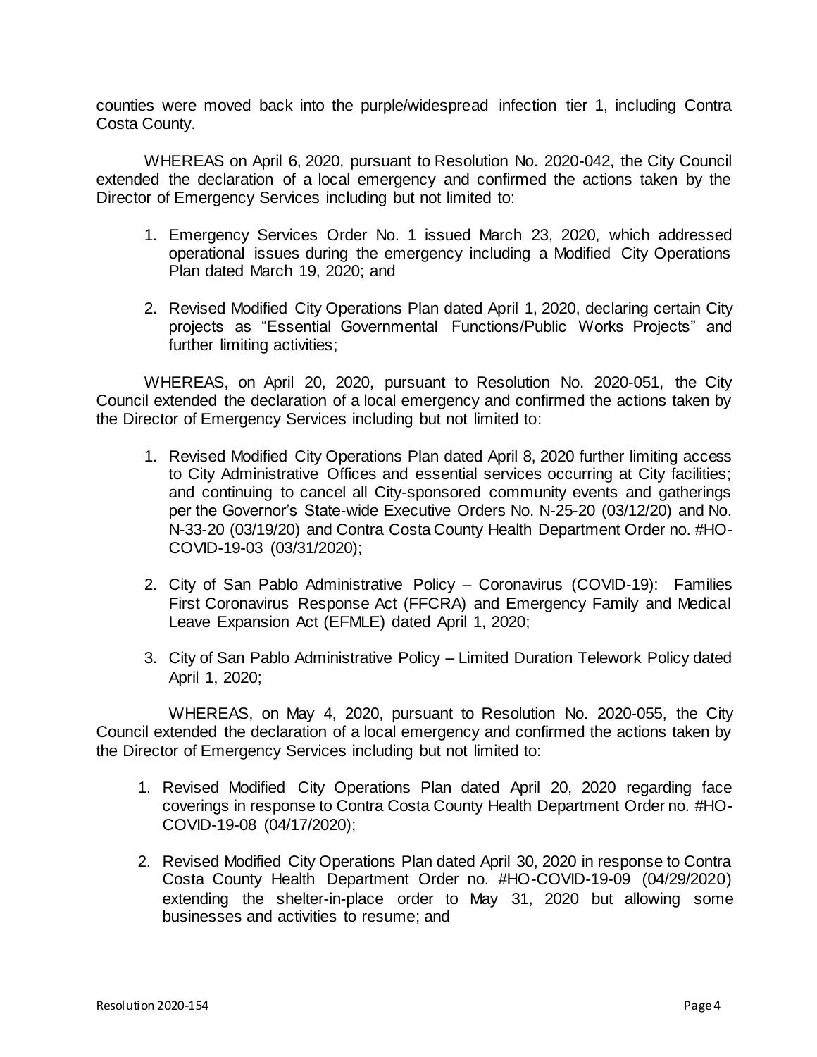counties were moved back into the purple/widespread infection tier 1, including Contra Costa County.

WHEREAS on April 6, 2020, pursuant to Resolution No. 2020-042, the City Council extended the declaration of a local emergency and confirmed the actions taken by the Director of Emergency Services including but not limited to:

1. Emergency Services Order No. 1 issued March 23, 2020, which addressed operational issues during the emergency including a Modified City Operations Plan dated March 19, 2020; and

2. Revised Modified City Operations Plan dated April 1, 2020, declaring certain City projects as "Essential Governmental Functions/Public Works Projects" and further limiting activities;

WHEREAS, on April 20, 2020, pursuant to Resolution No. 2020-051, the City Council extended the declaration of a local emergency and confirmed the actions taken by the Director of Emergency Services including but not limited to:

1. Revised Modified City Operations Plan dated April 8, 2020 further limiting access to City Administrative Offices and essential services occurring at City facilities; and continuing to cancel all City-sponsored community events and gatherings per the Governor's State-wide Executive Orders No. N-25-20 (03/12/20) and No. N-33-20 (03/19/20) and Contra Costa County Health Department Order no. #HO-COVID-19-03 (03/31/2020);

2. City of San Pablo Administrative Policy – Coronavirus (COVID-19): Families First Coronavirus Response Act (FFCRA) and Emergency Family and Medical Leave Expansion Act (EFMLE) dated April 1, 2020;

3. City of San Pablo Administrative Policy – Limited Duration Telework Policy dated April 1, 2020;

WHEREAS, on May 4, 2020, pursuant to Resolution No. 2020-055, the City Council extended the declaration of a local emergency and confirmed the actions taken by the Director of Emergency Services including but not limited to:

1. Revised Modified City Operations Plan dated April 20, 2020 regarding face coverings in response to Contra Costa County Health Department Order no. #HO-COVID-19-08 (04/17/2020);

2. Revised Modified City Operations Plan dated April 30, 2020 in response to Contra Costa County Health Department Order no. #HO-COVID-19-09 (04/29/2020) extending the shelter-in-place order to May 31, 2020 but allowing some businesses and activities to resume; and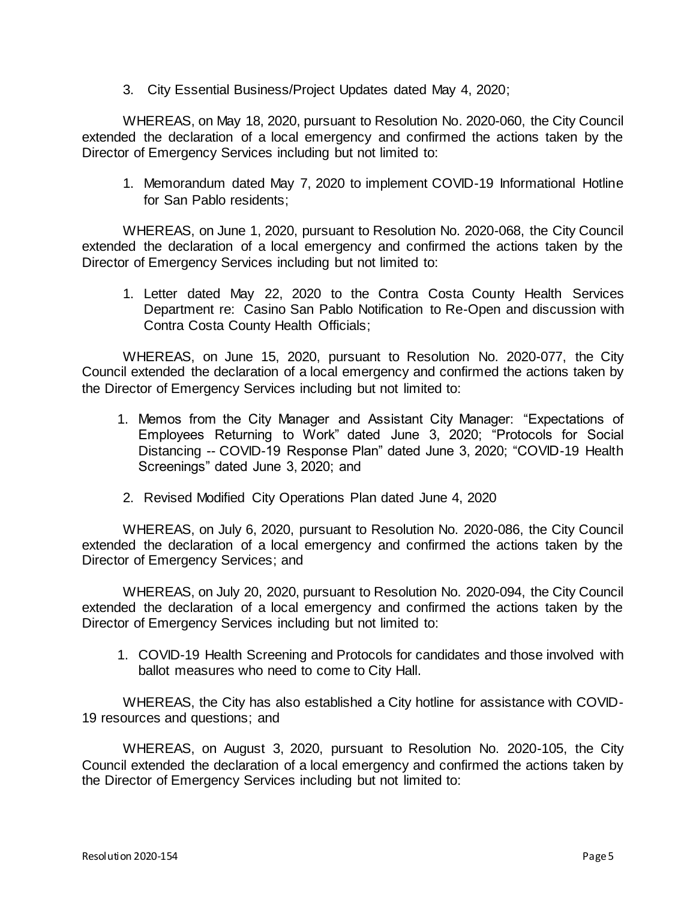3. City Essential Business/Project Updates dated May 4, 2020;

WHEREAS, on May 18, 2020, pursuant to Resolution No. 2020-060, the City Council extended the declaration of a local emergency and confirmed the actions taken by the Director of Emergency Services including but not limited to:

1. Memorandum dated May 7, 2020 to implement COVID-19 Informational Hotline for San Pablo residents;

WHEREAS, on June 1, 2020, pursuant to Resolution No. 2020-068, the City Council extended the declaration of a local emergency and confirmed the actions taken by the Director of Emergency Services including but not limited to:

1. Letter dated May 22, 2020 to the Contra Costa County Health Services Department re: Casino San Pablo Notification to Re-Open and discussion with Contra Costa County Health Officials;

WHEREAS, on June 15, 2020, pursuant to Resolution No. 2020-077, the City Council extended the declaration of a local emergency and confirmed the actions taken by the Director of Emergency Services including but not limited to:

1. Memos from the City Manager and Assistant City Manager: "Expectations of Employees Returning to Work" dated June 3, 2020; "Protocols for Social Distancing -- COVID-19 Response Plan" dated June 3, 2020; "COVID-19 Health Screenings" dated June 3, 2020; and

2. Revised Modified City Operations Plan dated June 4, 2020

WHEREAS, on July 6, 2020, pursuant to Resolution No. 2020-086, the City Council extended the declaration of a local emergency and confirmed the actions taken by the Director of Emergency Services; and

WHEREAS, on July 20, 2020, pursuant to Resolution No. 2020-094, the City Council extended the declaration of a local emergency and confirmed the actions taken by the Director of Emergency Services including but not limited to:

1. COVID-19 Health Screening and Protocols for candidates and those involved with ballot measures who need to come to City Hall.

WHEREAS, the City has also established a City hotline for assistance with COVID-19 resources and questions; and

WHEREAS, on August 3, 2020, pursuant to Resolution No. 2020-105, the City Council extended the declaration of a local emergency and confirmed the actions taken by the Director of Emergency Services including but not limited to: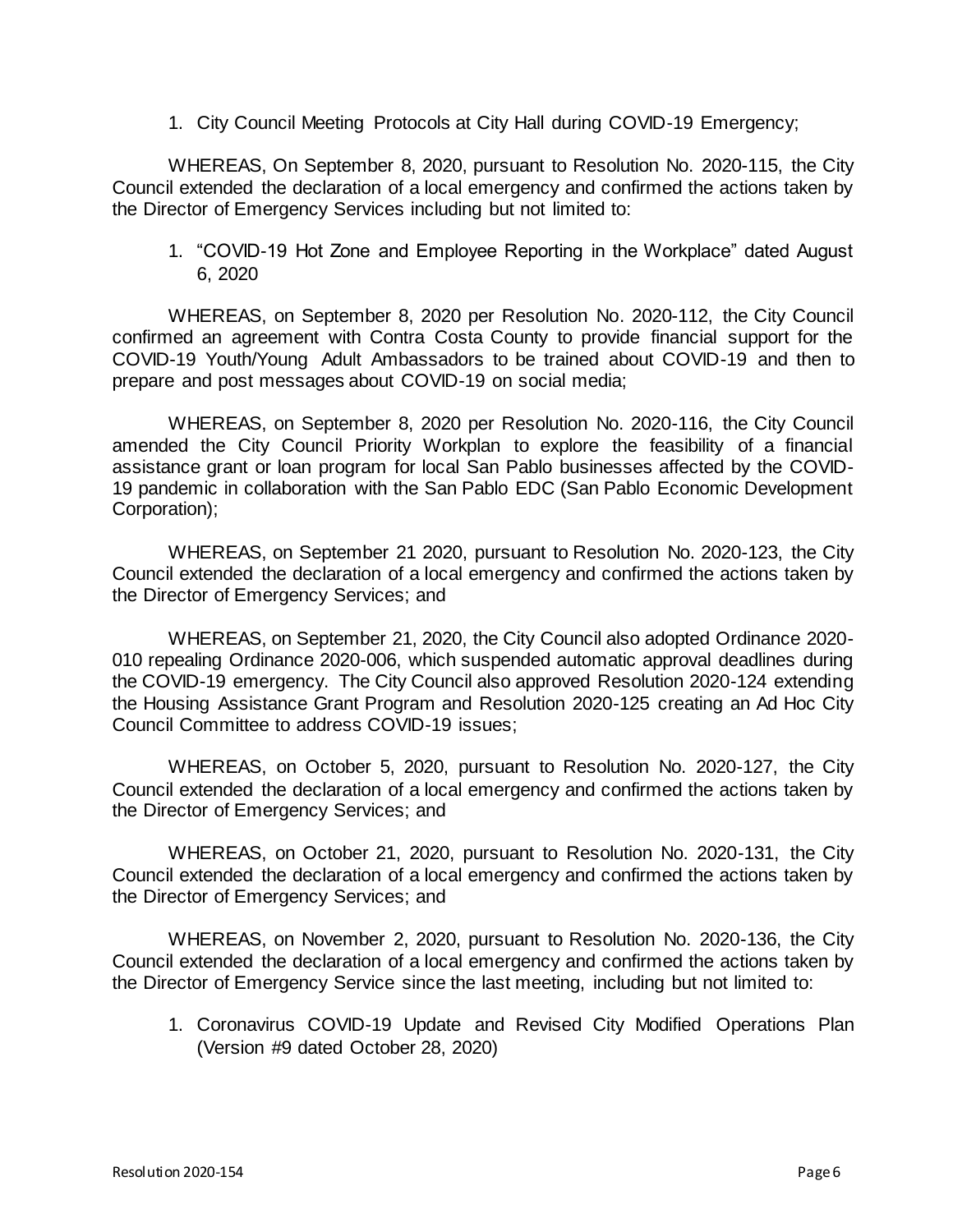1. City Council Meeting Protocols at City Hall during COVID-19 Emergency;

WHEREAS, On September 8, 2020, pursuant to Resolution No. 2020-115, the City Council extended the declaration of a local emergency and confirmed the actions taken by the Director of Emergency Services including but not limited to:

1. "COVID-19 Hot Zone and Employee Reporting in the Workplace" dated August 6, 2020

WHEREAS, on September 8, 2020 per Resolution No. 2020-112, the City Council confirmed an agreement with Contra Costa County to provide financial support for the COVID-19 Youth/Young Adult Ambassadors to be trained about COVID-19 and then to prepare and post messages about COVID-19 on social media;

WHEREAS, on September 8, 2020 per Resolution No. 2020-116, the City Council amended the City Council Priority Workplan to explore the feasibility of a financial assistance grant or loan program for local San Pablo businesses affected by the COVID-19 pandemic in collaboration with the San Pablo EDC (San Pablo Economic Development Corporation);

WHEREAS, on September 21 2020, pursuant to Resolution No. 2020-123, the City Council extended the declaration of a local emergency and confirmed the actions taken by the Director of Emergency Services; and

WHEREAS, on September 21, 2020, the City Council also adopted Ordinance 2020-010 repealing Ordinance 2020-006, which suspended automatic approval deadlines during the COVID-19 emergency. The City Council also approved Resolution 2020-124 extending the Housing Assistance Grant Program and Resolution 2020-125 creating an Ad Hoc City Council Committee to address COVID-19 issues;

WHEREAS, on October 5, 2020, pursuant to Resolution No. 2020-127, the City Council extended the declaration of a local emergency and confirmed the actions taken by the Director of Emergency Services; and

WHEREAS, on October 21, 2020, pursuant to Resolution No. 2020-131, the City Council extended the declaration of a local emergency and confirmed the actions taken by the Director of Emergency Services; and

WHEREAS, on November 2, 2020, pursuant to Resolution No. 2020-136, the City Council extended the declaration of a local emergency and confirmed the actions taken by the Director of Emergency Service since the last meeting, including but not limited to:

1. Coronavirus COVID-19 Update and Revised City Modified Operations Plan (Version #9 dated October 28, 2020)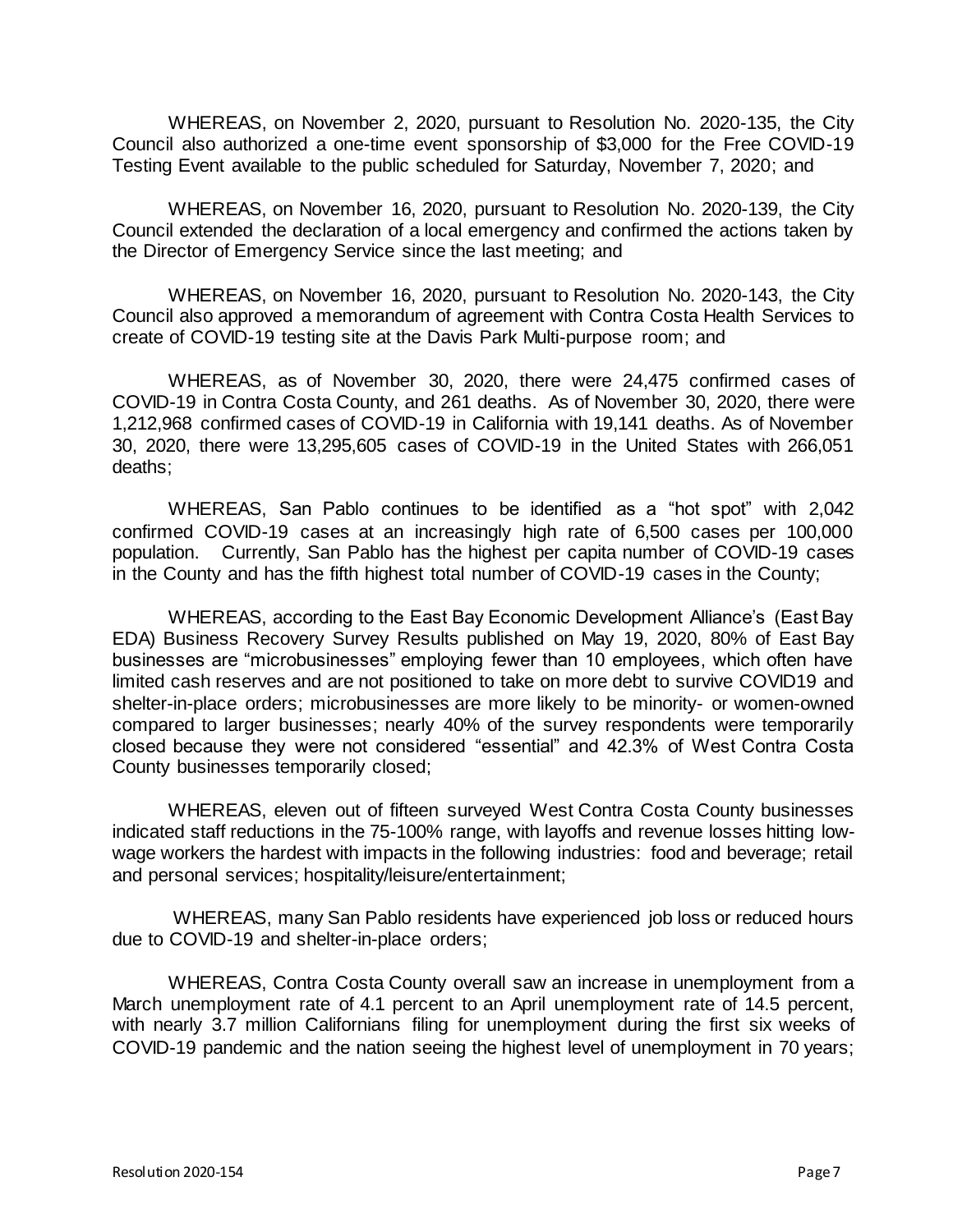WHEREAS, on November 2, 2020, pursuant to Resolution No. 2020-135, the City Council also authorized a one-time event sponsorship of $3,000 for the Free COVID-19 Testing Event available to the public scheduled for Saturday, November 7, 2020; and

WHEREAS, on November 16, 2020, pursuant to Resolution No. 2020-139, the City Council extended the declaration of a local emergency and confirmed the actions taken by the Director of Emergency Service since the last meeting; and

WHEREAS, on November 16, 2020, pursuant to Resolution No. 2020-143, the City Council also approved a memorandum of agreement with Contra Costa Health Services to create of COVID-19 testing site at the Davis Park Multi-purpose room; and

WHEREAS, as of November 30, 2020, there were 24,475 confirmed cases of COVID-19 in Contra Costa County, and 261 deaths. As of November 30, 2020, there were 1,212,968 confirmed cases of COVID-19 in California with 19,141 deaths. As of November 30, 2020, there were 13,295,605 cases of COVID-19 in the United States with 266,051 deaths;

WHEREAS, San Pablo continues to be identified as a "hot spot" with 2,042 confirmed COVID-19 cases at an increasingly high rate of 6,500 cases per 100,000 population. Currently, San Pablo has the highest per capita number of COVID-19 cases in the County and has the fifth highest total number of COVID-19 cases in the County;

WHEREAS, according to the East Bay Economic Development Alliance's (East Bay EDA) Business Recovery Survey Results published on May 19, 2020, 80% of East Bay businesses are "microbusinesses" employing fewer than 10 employees, which often have limited cash reserves and are not positioned to take on more debt to survive COVID19 and shelter-in-place orders; microbusinesses are more likely to be minority- or women-owned compared to larger businesses; nearly 40% of the survey respondents were temporarily closed because they were not considered "essential" and 42.3% of West Contra Costa County businesses temporarily closed;

WHEREAS, eleven out of fifteen surveyed West Contra Costa County businesses indicated staff reductions in the 75-100% range, with layoffs and revenue losses hitting low-wage workers the hardest with impacts in the following industries: food and beverage; retail and personal services; hospitality/leisure/entertainment;

WHEREAS, many San Pablo residents have experienced job loss or reduced hours due to COVID-19 and shelter-in-place orders;

WHEREAS, Contra Costa County overall saw an increase in unemployment from a March unemployment rate of 4.1 percent to an April unemployment rate of 14.5 percent, with nearly 3.7 million Californians filing for unemployment during the first six weeks of COVID-19 pandemic and the nation seeing the highest level of unemployment in 70 years;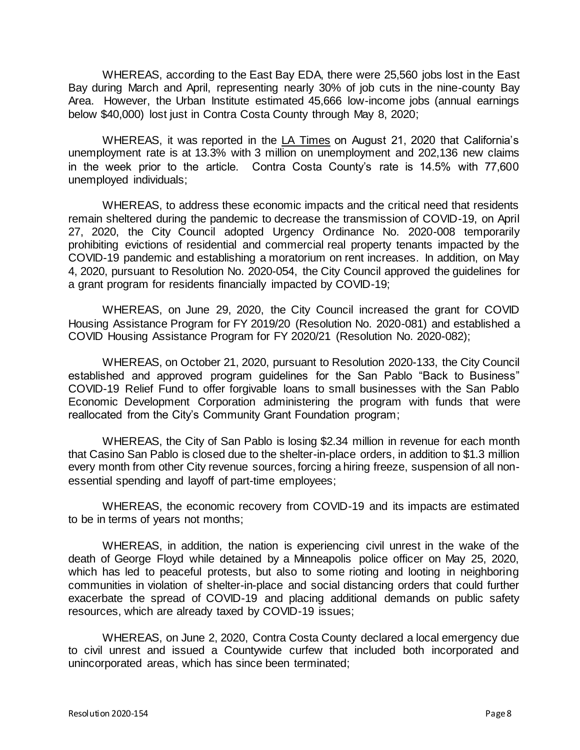WHEREAS, according to the East Bay EDA, there were 25,560 jobs lost in the East Bay during March and April, representing nearly 30% of job cuts in the nine-county Bay Area. However, the Urban Institute estimated 45,666 low-income jobs (annual earnings below $40,000) lost just in Contra Costa County through May 8, 2020;

WHEREAS, it was reported in the LA Times on August 21, 2020 that California's unemployment rate is at 13.3% with 3 million on unemployment and 202,136 new claims in the week prior to the article. Contra Costa County's rate is 14.5% with 77,600 unemployed individuals;

WHEREAS, to address these economic impacts and the critical need that residents remain sheltered during the pandemic to decrease the transmission of COVID-19, on April 27, 2020, the City Council adopted Urgency Ordinance No. 2020-008 temporarily prohibiting evictions of residential and commercial real property tenants impacted by the COVID-19 pandemic and establishing a moratorium on rent increases. In addition, on May 4, 2020, pursuant to Resolution No. 2020-054, the City Council approved the guidelines for a grant program for residents financially impacted by COVID-19;

WHEREAS, on June 29, 2020, the City Council increased the grant for COVID Housing Assistance Program for FY 2019/20 (Resolution No. 2020-081) and established a COVID Housing Assistance Program for FY 2020/21 (Resolution No. 2020-082);

WHEREAS, on October 21, 2020, pursuant to Resolution 2020-133, the City Council established and approved program guidelines for the San Pablo "Back to Business" COVID-19 Relief Fund to offer forgivable loans to small businesses with the San Pablo Economic Development Corporation administering the program with funds that were reallocated from the City's Community Grant Foundation program;

WHEREAS, the City of San Pablo is losing $2.34 million in revenue for each month that Casino San Pablo is closed due to the shelter-in-place orders, in addition to $1.3 million every month from other City revenue sources, forcing a hiring freeze, suspension of all non-essential spending and layoff of part-time employees;

WHEREAS, the economic recovery from COVID-19 and its impacts are estimated to be in terms of years not months;

WHEREAS, in addition, the nation is experiencing civil unrest in the wake of the death of George Floyd while detained by a Minneapolis police officer on May 25, 2020, which has led to peaceful protests, but also to some rioting and looting in neighboring communities in violation of shelter-in-place and social distancing orders that could further exacerbate the spread of COVID-19 and placing additional demands on public safety resources, which are already taxed by COVID-19 issues;

WHEREAS, on June 2, 2020, Contra Costa County declared a local emergency due to civil unrest and issued a Countywide curfew that included both incorporated and unincorporated areas, which has since been terminated;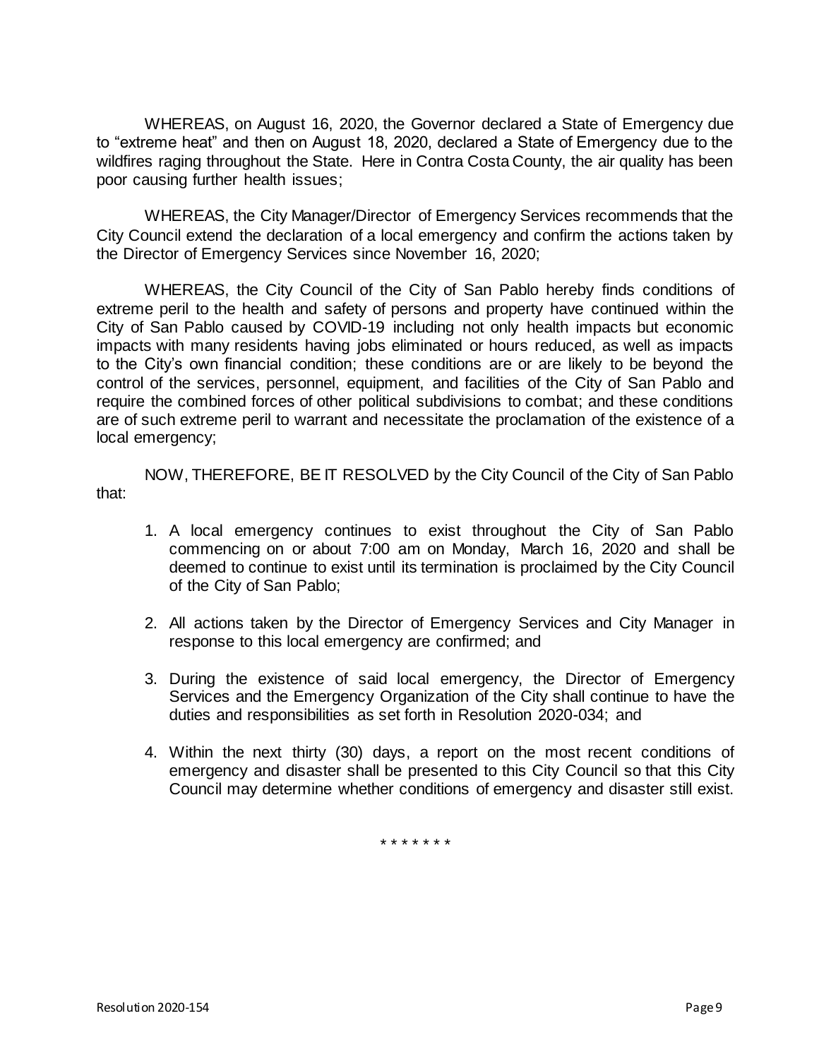WHEREAS, on August 16, 2020, the Governor declared a State of Emergency due to "extreme heat" and then on August 18, 2020, declared a State of Emergency due to the wildfires raging throughout the State. Here in Contra Costa County, the air quality has been poor causing further health issues;

WHEREAS, the City Manager/Director of Emergency Services recommends that the City Council extend the declaration of a local emergency and confirm the actions taken by the Director of Emergency Services since November 16, 2020;

WHEREAS, the City Council of the City of San Pablo hereby finds conditions of extreme peril to the health and safety of persons and property have continued within the City of San Pablo caused by COVID-19 including not only health impacts but economic impacts with many residents having jobs eliminated or hours reduced, as well as impacts to the City's own financial condition; these conditions are or are likely to be beyond the control of the services, personnel, equipment, and facilities of the City of San Pablo and require the combined forces of other political subdivisions to combat; and these conditions are of such extreme peril to warrant and necessitate the proclamation of the existence of a local emergency;

NOW, THEREFORE, BE IT RESOLVED by the City Council of the City of San Pablo that:

1. A local emergency continues to exist throughout the City of San Pablo commencing on or about 7:00 am on Monday, March 16, 2020 and shall be deemed to continue to exist until its termination is proclaimed by the City Council of the City of San Pablo;

2. All actions taken by the Director of Emergency Services and City Manager in response to this local emergency are confirmed; and

3. During the existence of said local emergency, the Director of Emergency Services and the Emergency Organization of the City shall continue to have the duties and responsibilities as set forth in Resolution 2020-034; and

4. Within the next thirty (30) days, a report on the most recent conditions of emergency and disaster shall be presented to this City Council so that this City Council may determine whether conditions of emergency and disaster still exist.

\* \* \* \* \* \* \*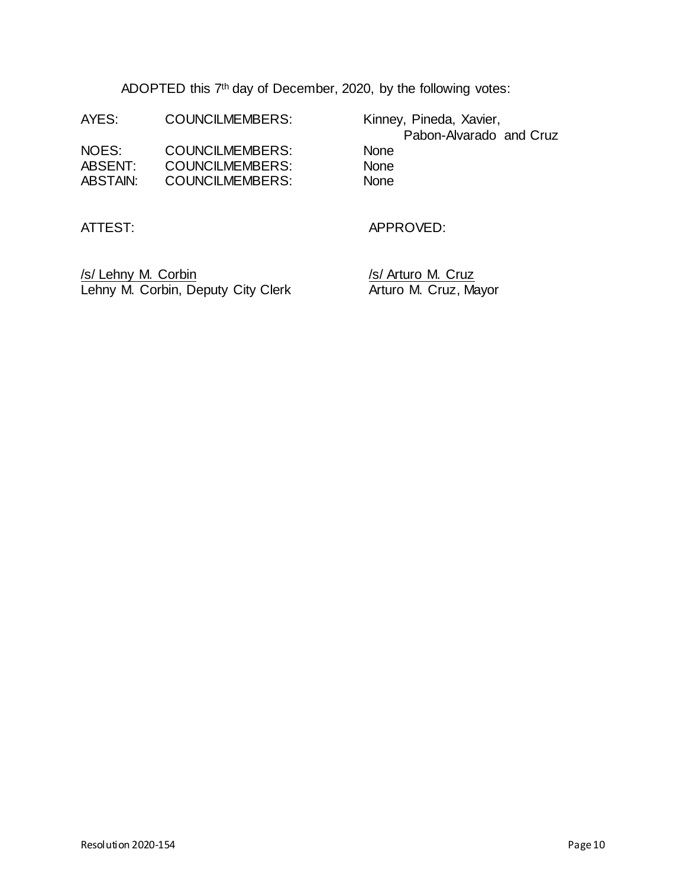ADOPTED this 7th day of December, 2020, by the following votes:

| | | |
|---|---|---|
| AYES: | COUNCILMEMBERS: | Kinney, Pineda, Xavier, Pabon-Alvarado and Cruz |
| NOES: | COUNCILMEMBERS: | None |
| ABSENT: | COUNCILMEMBERS: | None |
| ABSTAIN: | COUNCILMEMBERS: | None |

ATTEST:

/s/ Lehny M. Corbin
Lehny M. Corbin, Deputy City Clerk

APPROVED:

/s/ Arturo M. Cruz
Arturo M. Cruz, Mayor

Resolution 2020-154